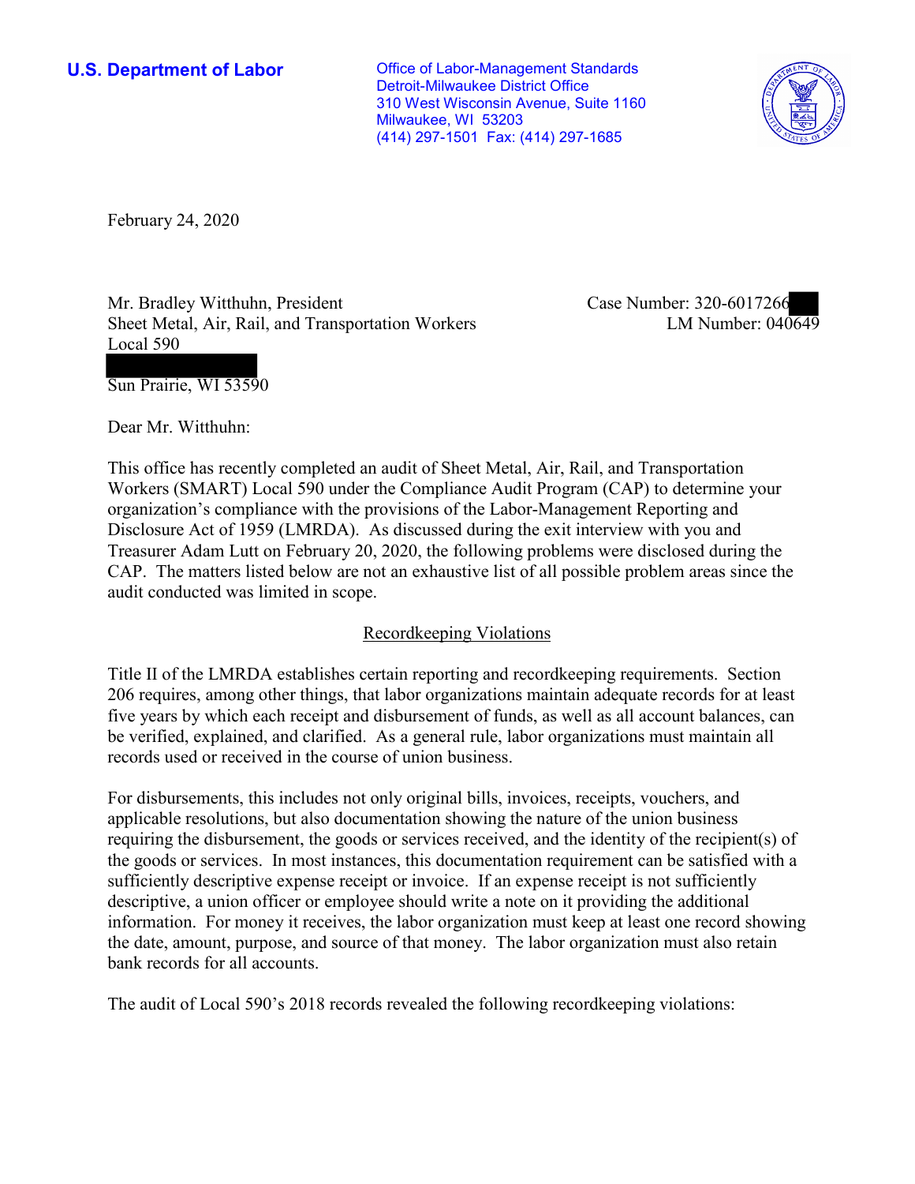**U.S. Department of Labor**

Office of Labor-Management Standards
Detroit-Milwaukee District Office
310 West Wisconsin Avenue, Suite 1160
Milwaukee, WI 53203
(414) 297-1501 Fax: (414) 297-1685

February 24, 2020

Mr. Bradley Witthuhn, President
Sheet Metal, Air, Rail, and Transportation Workers
Local 590

Sun Prairie, WI 53590

Case Number: 320-6017266
LM Number: 040649

Dear Mr. Witthuhn:

This office has recently completed an audit of Sheet Metal, Air, Rail, and Transportation Workers (SMART) Local 590 under the Compliance Audit Program (CAP) to determine your organization's compliance with the provisions of the Labor-Management Reporting and Disclosure Act of 1959 (LMRDA). As discussed during the exit interview with you and Treasurer Adam Lutt on February 20, 2020, the following problems were disclosed during the CAP. The matters listed below are not an exhaustive list of all possible problem areas since the audit conducted was limited in scope.

## Recordkeeping Violations

Title II of the LMRDA establishes certain reporting and recordkeeping requirements. Section 206 requires, among other things, that labor organizations maintain adequate records for at least five years by which each receipt and disbursement of funds, as well as all account balances, can be verified, explained, and clarified. As a general rule, labor organizations must maintain all records used or received in the course of union business.

For disbursements, this includes not only original bills, invoices, receipts, vouchers, and applicable resolutions, but also documentation showing the nature of the union business requiring the disbursement, the goods or services received, and the identity of the recipient(s) of the goods or services. In most instances, this documentation requirement can be satisfied with a sufficiently descriptive expense receipt or invoice. If an expense receipt is not sufficiently descriptive, a union officer or employee should write a note on it providing the additional information. For money it receives, the labor organization must keep at least one record showing the date, amount, purpose, and source of that money. The labor organization must also retain bank records for all accounts.

The audit of Local 590's 2018 records revealed the following recordkeeping violations: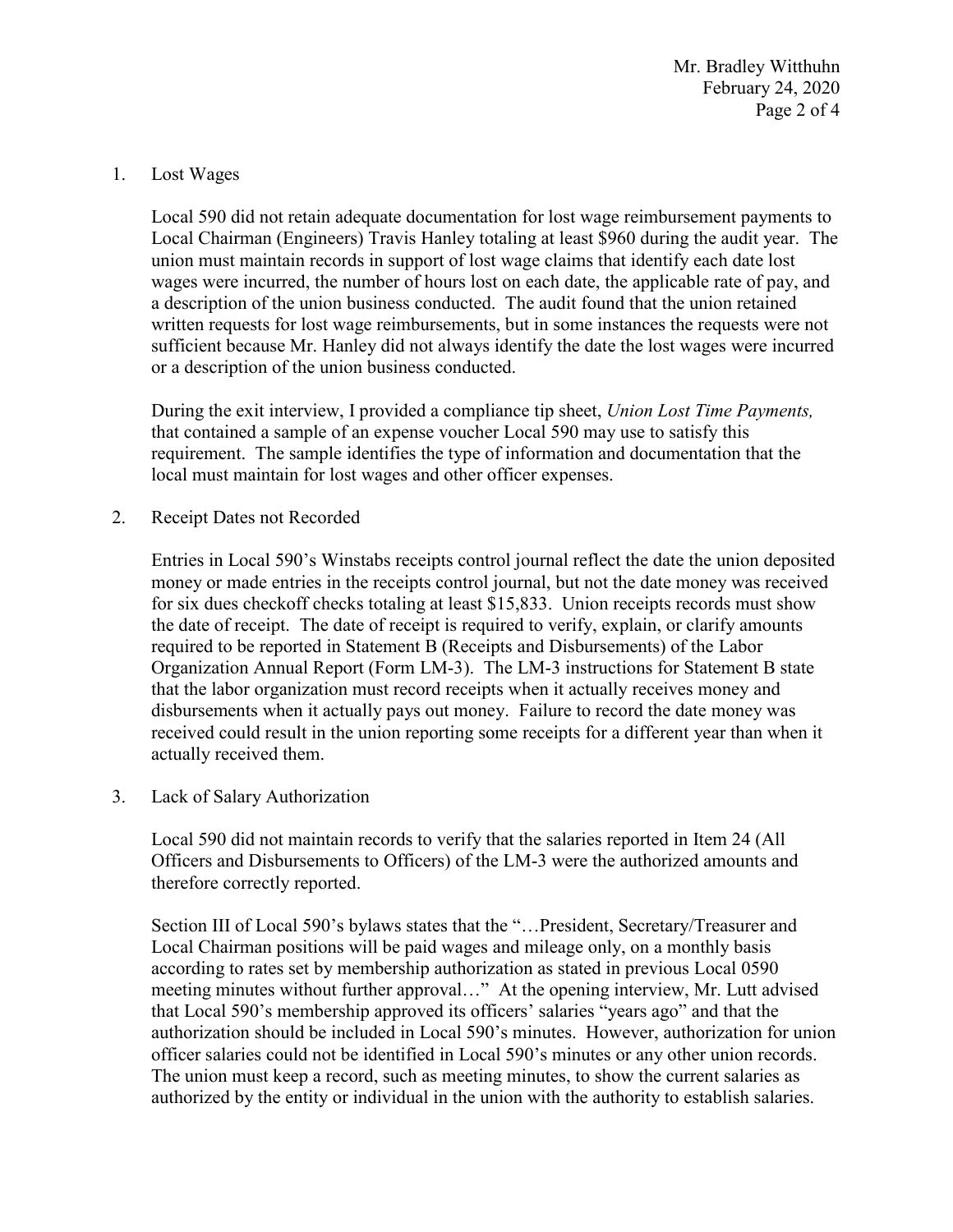1. Lost Wages

   Local 590 did not retain adequate documentation for lost wage reimbursement payments to Local Chairman (Engineers) Travis Hanley totaling at least $960 during the audit year. The union must maintain records in support of lost wage claims that identify each date lost wages were incurred, the number of hours lost on each date, the applicable rate of pay, and a description of the union business conducted. The audit found that the union retained written requests for lost wage reimbursements, but in some instances the requests were not sufficient because Mr. Hanley did not always identify the date the lost wages were incurred or a description of the union business conducted.

   During the exit interview, I provided a compliance tip sheet, *Union Lost Time Payments,* that contained a sample of an expense voucher Local 590 may use to satisfy this requirement. The sample identifies the type of information and documentation that the local must maintain for lost wages and other officer expenses.

2. Receipt Dates not Recorded

   Entries in Local 590's Winstabs receipts control journal reflect the date the union deposited money or made entries in the receipts control journal, but not the date money was received for six dues checkoff checks totaling at least $15,833. Union receipts records must show the date of receipt. The date of receipt is required to verify, explain, or clarify amounts required to be reported in Statement B (Receipts and Disbursements) of the Labor Organization Annual Report (Form LM-3). The LM-3 instructions for Statement B state that the labor organization must record receipts when it actually receives money and disbursements when it actually pays out money. Failure to record the date money was received could result in the union reporting some receipts for a different year than when it actually received them.

3. Lack of Salary Authorization

   Local 590 did not maintain records to verify that the salaries reported in Item 24 (All Officers and Disbursements to Officers) of the LM-3 were the authorized amounts and therefore correctly reported.

   Section III of Local 590's bylaws states that the "…President, Secretary/Treasurer and Local Chairman positions will be paid wages and mileage only, on a monthly basis according to rates set by membership authorization as stated in previous Local 0590 meeting minutes without further approval…" At the opening interview, Mr. Lutt advised that Local 590's membership approved its officers' salaries "years ago" and that the authorization should be included in Local 590's minutes. However, authorization for union officer salaries could not be identified in Local 590's minutes or any other union records. The union must keep a record, such as meeting minutes, to show the current salaries as authorized by the entity or individual in the union with the authority to establish salaries.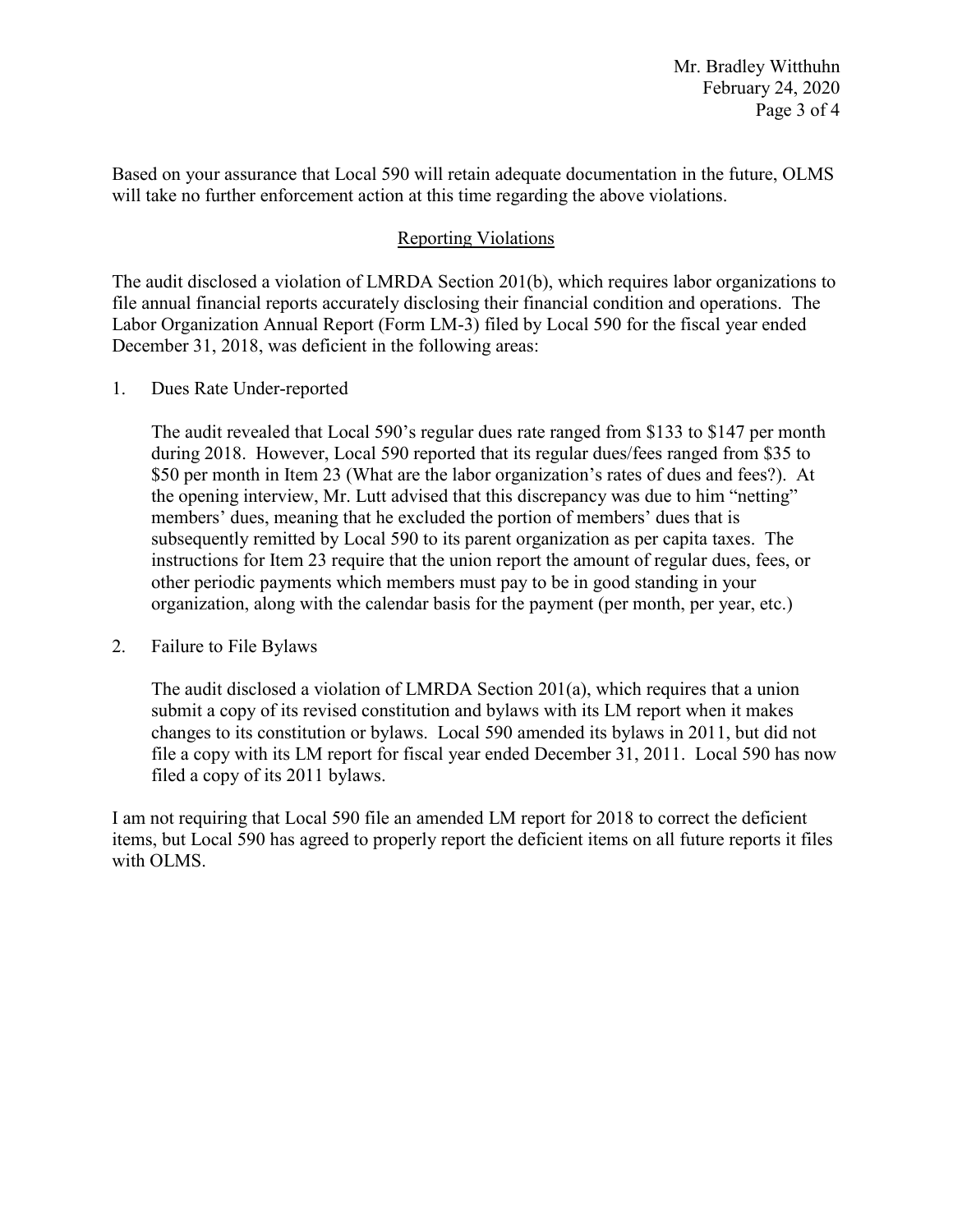Based on your assurance that Local 590 will retain adequate documentation in the future, OLMS will take no further enforcement action at this time regarding the above violations.

## Reporting Violations

The audit disclosed a violation of LMRDA Section 201(b), which requires labor organizations to file annual financial reports accurately disclosing their financial condition and operations. The Labor Organization Annual Report (Form LM-3) filed by Local 590 for the fiscal year ended December 31, 2018, was deficient in the following areas:

1. Dues Rate Under-reported

   The audit revealed that Local 590's regular dues rate ranged from $133 to $147 per month during 2018. However, Local 590 reported that its regular dues/fees ranged from $35 to $50 per month in Item 23 (What are the labor organization's rates of dues and fees?). At the opening interview, Mr. Lutt advised that this discrepancy was due to him "netting" members' dues, meaning that he excluded the portion of members' dues that is subsequently remitted by Local 590 to its parent organization as per capita taxes. The instructions for Item 23 require that the union report the amount of regular dues, fees, or other periodic payments which members must pay to be in good standing in your organization, along with the calendar basis for the payment (per month, per year, etc.)

2. Failure to File Bylaws

   The audit disclosed a violation of LMRDA Section 201(a), which requires that a union submit a copy of its revised constitution and bylaws with its LM report when it makes changes to its constitution or bylaws. Local 590 amended its bylaws in 2011, but did not file a copy with its LM report for fiscal year ended December 31, 2011. Local 590 has now filed a copy of its 2011 bylaws.

I am not requiring that Local 590 file an amended LM report for 2018 to correct the deficient items, but Local 590 has agreed to properly report the deficient items on all future reports it files with OLMS.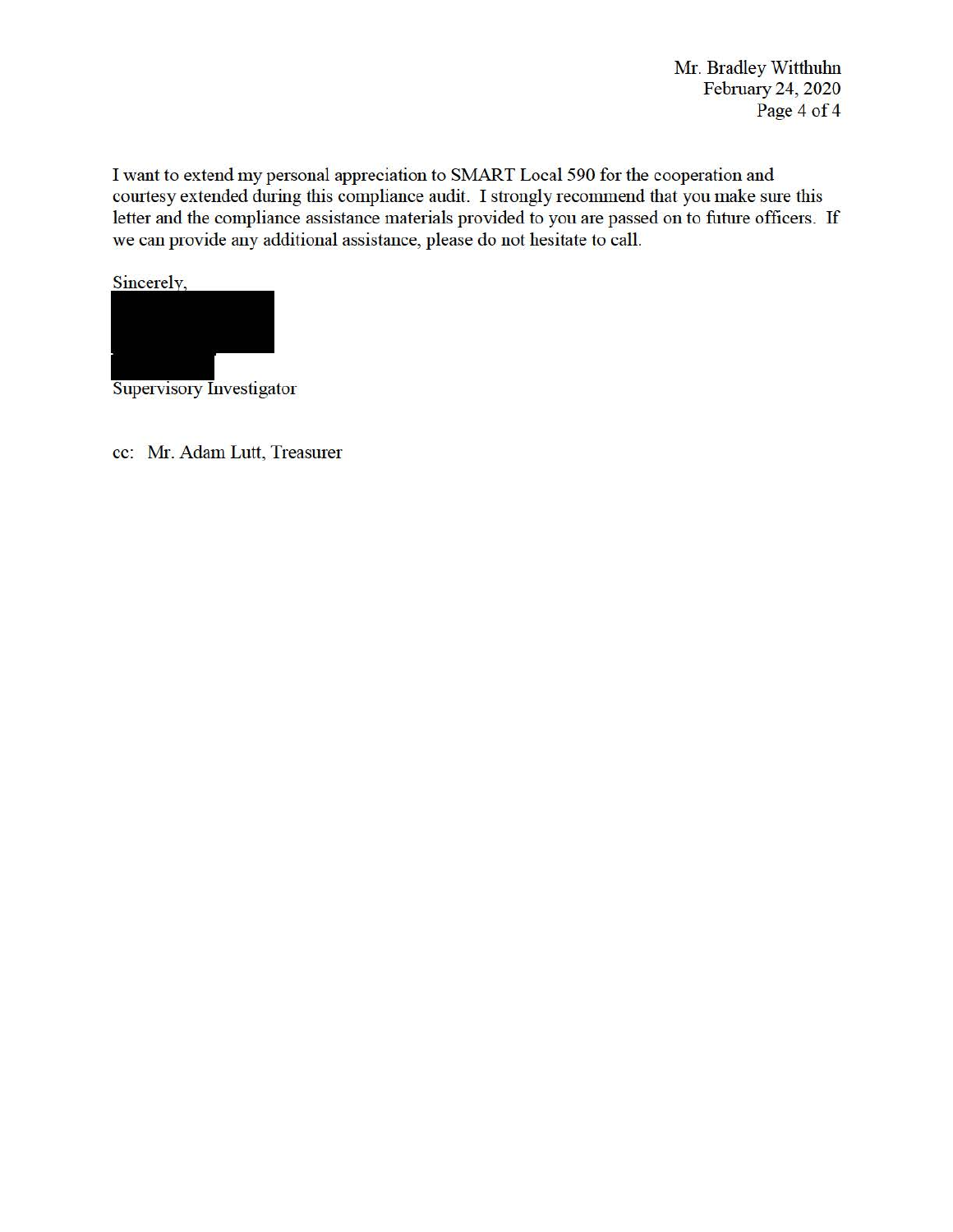I want to extend my personal appreciation to SMART Local 590 for the cooperation and courtesy extended during this compliance audit. I strongly recommend that you make sure this letter and the compliance assistance materials provided to you are passed on to future officers. If we can provide any additional assistance, please do not hesitate to call.

Sincerely,

Supervisory Investigator

cc: Mr. Adam Lutt, Treasurer